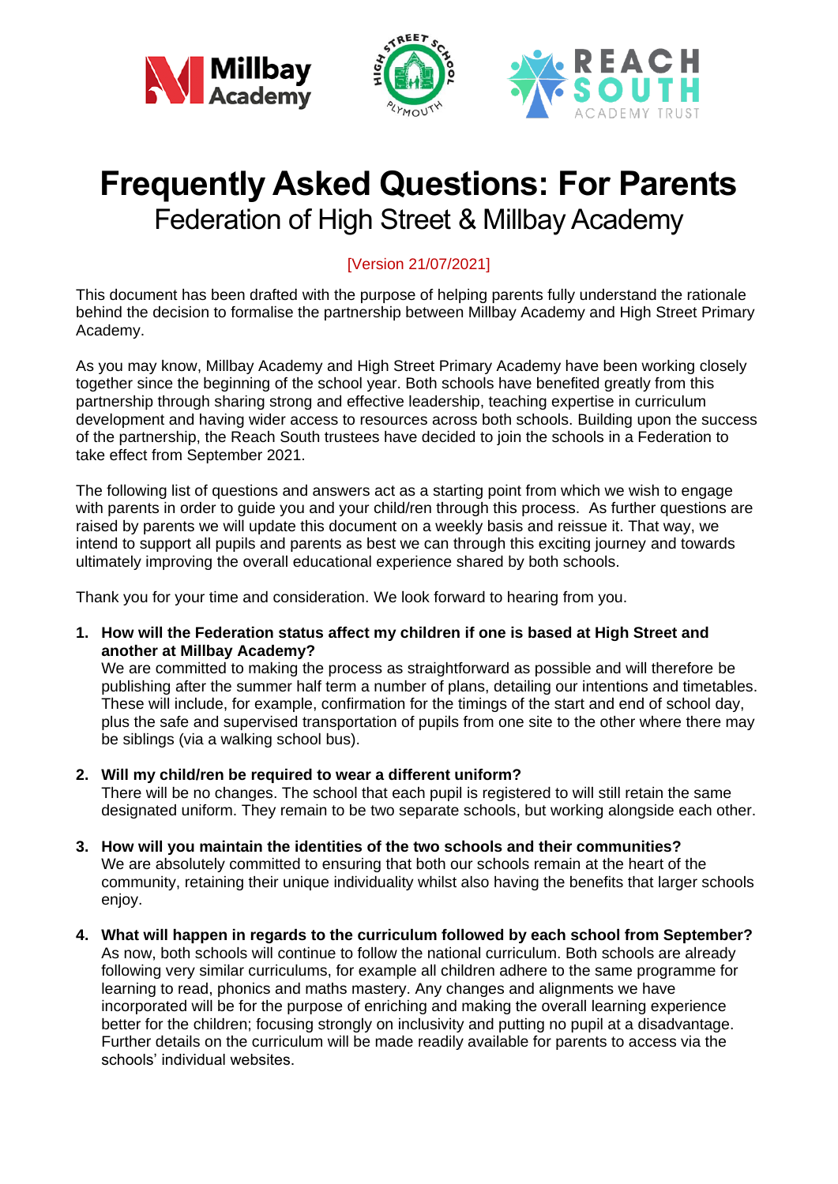# Frequently Asked Questions: For Parents

## Federation of High Street & Millbay Academy

[Version 21/07/2021]

This document has been drafted with the purpose of helping parents fully understand the rationale behind the decision to formalise the partnership between Millbay Academy and High Street Primary Academy.

As you may know, Millbay Academy and High Street Primary Academy have been working closely together since the beginning of the school year. Both schools have benefited greatly from this partnership through sharing strong and effective leadership, teaching expertise in curriculum development and having wider access to resources across both schools. Building upon the success of the partnership, the Reach South trustees have decided to join the schools in a Federation to take effect from September 2021.

The following list of questions and answers act as a starting point from which we wish to engage with parents in order to guide you and your child/ren through this process. As further questions are raised by parents we will update this document on a weekly basis and reissue it. That way, we intend to support all pupils and parents as best we can through this exciting journey and towards ultimately improving the overall educational experience shared by both schools.

Thank you for your time and consideration. We look forward to hearing from you.

1. **How will the Federation status affect my children if one is based at High Street and another at Millbay Academy?**
   We are committed to making the process as straightforward as possible and will therefore be publishing after the summer half term a number of plans, detailing our intentions and timetables. These will include, for example, confirmation for the timings of the start and end of school day, plus the safe and supervised transportation of pupils from one site to the other where there may be siblings (via a walking school bus).

2. **Will my child/ren be required to wear a different uniform?**
   There will be no changes. The school that each pupil is registered to will still retain the same designated uniform. They remain to be two separate schools, but working alongside each other.

3. **How will you maintain the identities of the two schools and their communities?**
   We are absolutely committed to ensuring that both our schools remain at the heart of the community, retaining their unique individuality whilst also having the benefits that larger schools enjoy.

4. **What will happen in regards to the curriculum followed by each school from September?**
   As now, both schools will continue to follow the national curriculum. Both schools are already following very similar curriculums, for example all children adhere to the same programme for learning to read, phonics and maths mastery. Any changes and alignments we have incorporated will be for the purpose of enriching and making the overall learning experience better for the children; focusing strongly on inclusivity and putting no pupil at a disadvantage. Further details on the curriculum will be made readily available for parents to access via the schools' individual websites.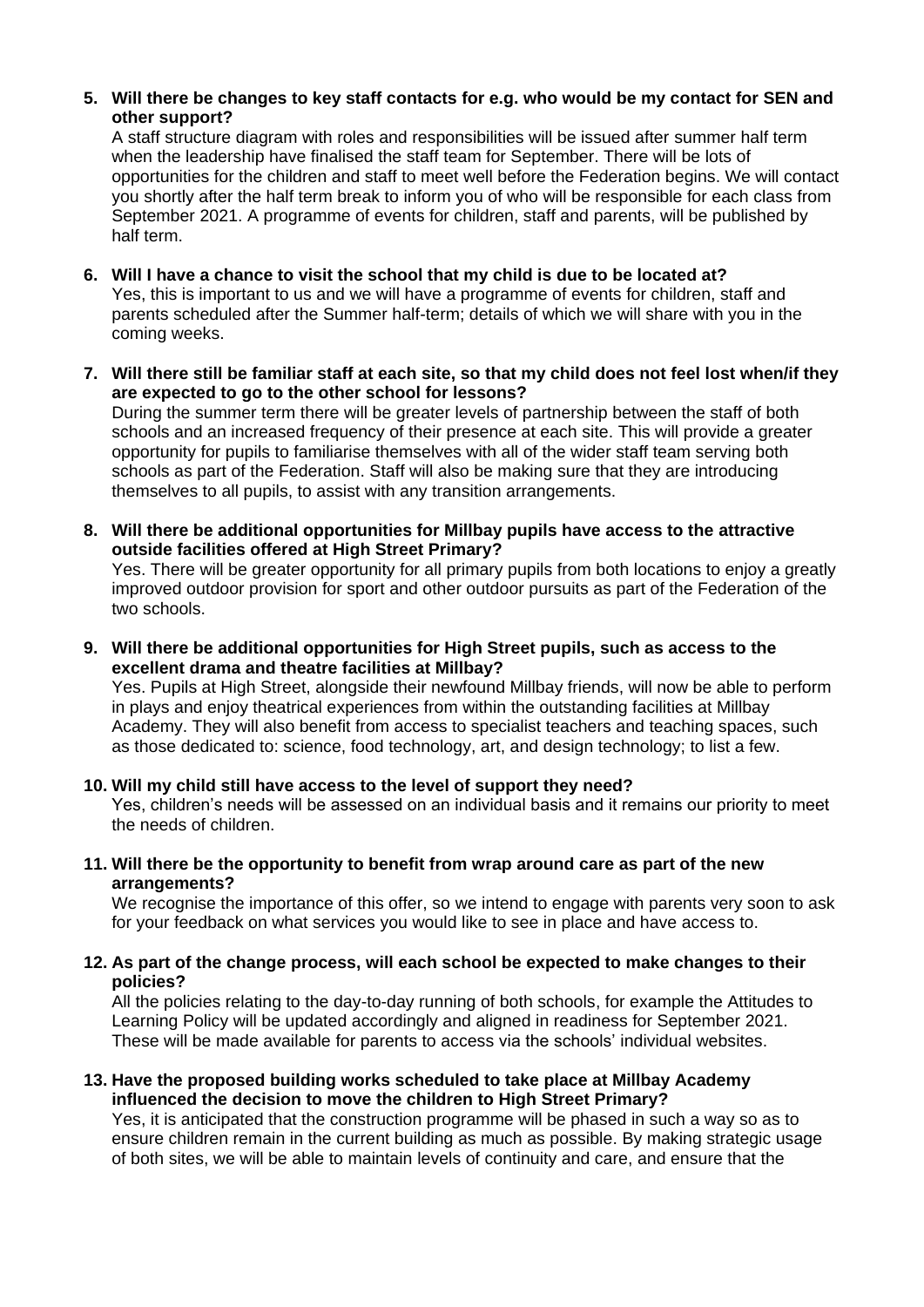5. **Will there be changes to key staff contacts for e.g. who would be my contact for SEN and other support?**
   A staff structure diagram with roles and responsibilities will be issued after summer half term when the leadership have finalised the staff team for September. There will be lots of opportunities for the children and staff to meet well before the Federation begins. We will contact you shortly after the half term break to inform you of who will be responsible for each class from September 2021. A programme of events for children, staff and parents, will be published by half term.

6. **Will I have a chance to visit the school that my child is due to be located at?**
   Yes, this is important to us and we will have a programme of events for children, staff and parents scheduled after the Summer half-term; details of which we will share with you in the coming weeks.

7. **Will there still be familiar staff at each site, so that my child does not feel lost when/if they are expected to go to the other school for lessons?**
   During the summer term there will be greater levels of partnership between the staff of both schools and an increased frequency of their presence at each site. This will provide a greater opportunity for pupils to familiarise themselves with all of the wider staff team serving both schools as part of the Federation. Staff will also be making sure that they are introducing themselves to all pupils, to assist with any transition arrangements.

8. **Will there be additional opportunities for Millbay pupils have access to the attractive outside facilities offered at High Street Primary?**
   Yes. There will be greater opportunity for all primary pupils from both locations to enjoy a greatly improved outdoor provision for sport and other outdoor pursuits as part of the Federation of the two schools.

9. **Will there be additional opportunities for High Street pupils, such as access to the excellent drama and theatre facilities at Millbay?**
   Yes. Pupils at High Street, alongside their newfound Millbay friends, will now be able to perform in plays and enjoy theatrical experiences from within the outstanding facilities at Millbay Academy. They will also benefit from access to specialist teachers and teaching spaces, such as those dedicated to: science, food technology, art, and design technology; to list a few.

10. **Will my child still have access to the level of support they need?**
    Yes, children's needs will be assessed on an individual basis and it remains our priority to meet the needs of children.

11. **Will there be the opportunity to benefit from wrap around care as part of the new arrangements?**
    We recognise the importance of this offer, so we intend to engage with parents very soon to ask for your feedback on what services you would like to see in place and have access to.

12. **As part of the change process, will each school be expected to make changes to their policies?**
    All the policies relating to the day-to-day running of both schools, for example the Attitudes to Learning Policy will be updated accordingly and aligned in readiness for September 2021. These will be made available for parents to access via the schools' individual websites.

13. **Have the proposed building works scheduled to take place at Millbay Academy influenced the decision to move the children to High Street Primary?**
    Yes, it is anticipated that the construction programme will be phased in such a way so as to ensure children remain in the current building as much as possible. By making strategic usage of both sites, we will be able to maintain levels of continuity and care, and ensure that the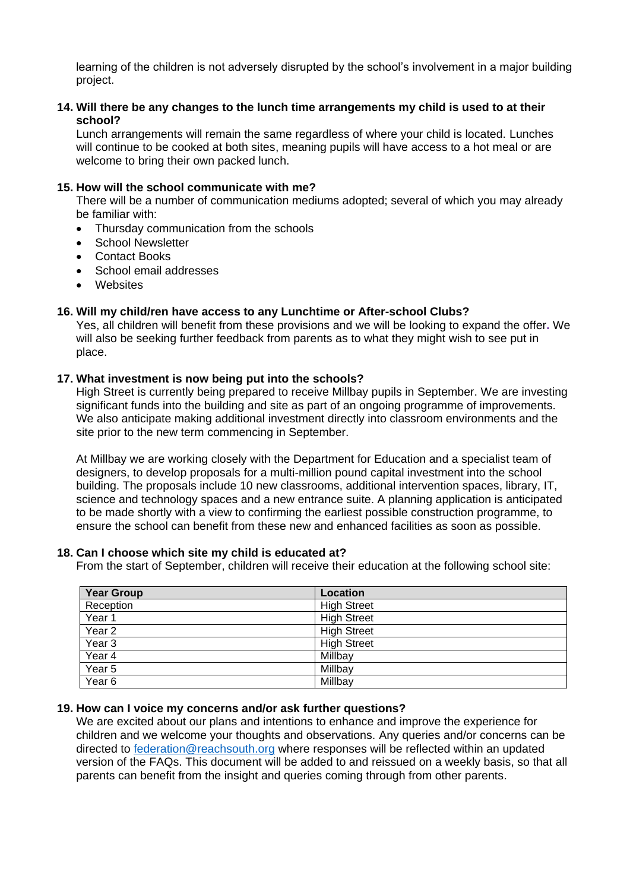learning of the children is not adversely disrupted by the school's involvement in a major building project.

**14. Will there be any changes to the lunch time arrangements my child is used to at their school?**

Lunch arrangements will remain the same regardless of where your child is located. Lunches will continue to be cooked at both sites, meaning pupils will have access to a hot meal or are welcome to bring their own packed lunch.

**15. How will the school communicate with me?**

There will be a number of communication mediums adopted; several of which you may already be familiar with:

- Thursday communication from the schools
- School Newsletter
- Contact Books
- School email addresses
- Websites

**16. Will my child/ren have access to any Lunchtime or After-school Clubs?**

Yes, all children will benefit from these provisions and we will be looking to expand the offer. We will also be seeking further feedback from parents as to what they might wish to see put in place.

**17. What investment is now being put into the schools?**

High Street is currently being prepared to receive Millbay pupils in September. We are investing significant funds into the building and site as part of an ongoing programme of improvements. We also anticipate making additional investment directly into classroom environments and the site prior to the new term commencing in September.

At Millbay we are working closely with the Department for Education and a specialist team of designers, to develop proposals for a multi-million pound capital investment into the school building. The proposals include 10 new classrooms, additional intervention spaces, library, IT, science and technology spaces and a new entrance suite. A planning application is anticipated to be made shortly with a view to confirming the earliest possible construction programme, to ensure the school can benefit from these new and enhanced facilities as soon as possible.

**18. Can I choose which site my child is educated at?**

From the start of September, children will receive their education at the following school site:

| Year Group | Location |
|---|---|
| Reception | High Street |
| Year 1 | High Street |
| Year 2 | High Street |
| Year 3 | High Street |
| Year 4 | Millbay |
| Year 5 | Millbay |
| Year 6 | Millbay |

**19. How can I voice my concerns and/or ask further questions?**

We are excited about our plans and intentions to enhance and improve the experience for children and we welcome your thoughts and observations. Any queries and/or concerns can be directed to federation@reachsouth.org where responses will be reflected within an updated version of the FAQs. This document will be added to and reissued on a weekly basis, so that all parents can benefit from the insight and queries coming through from other parents.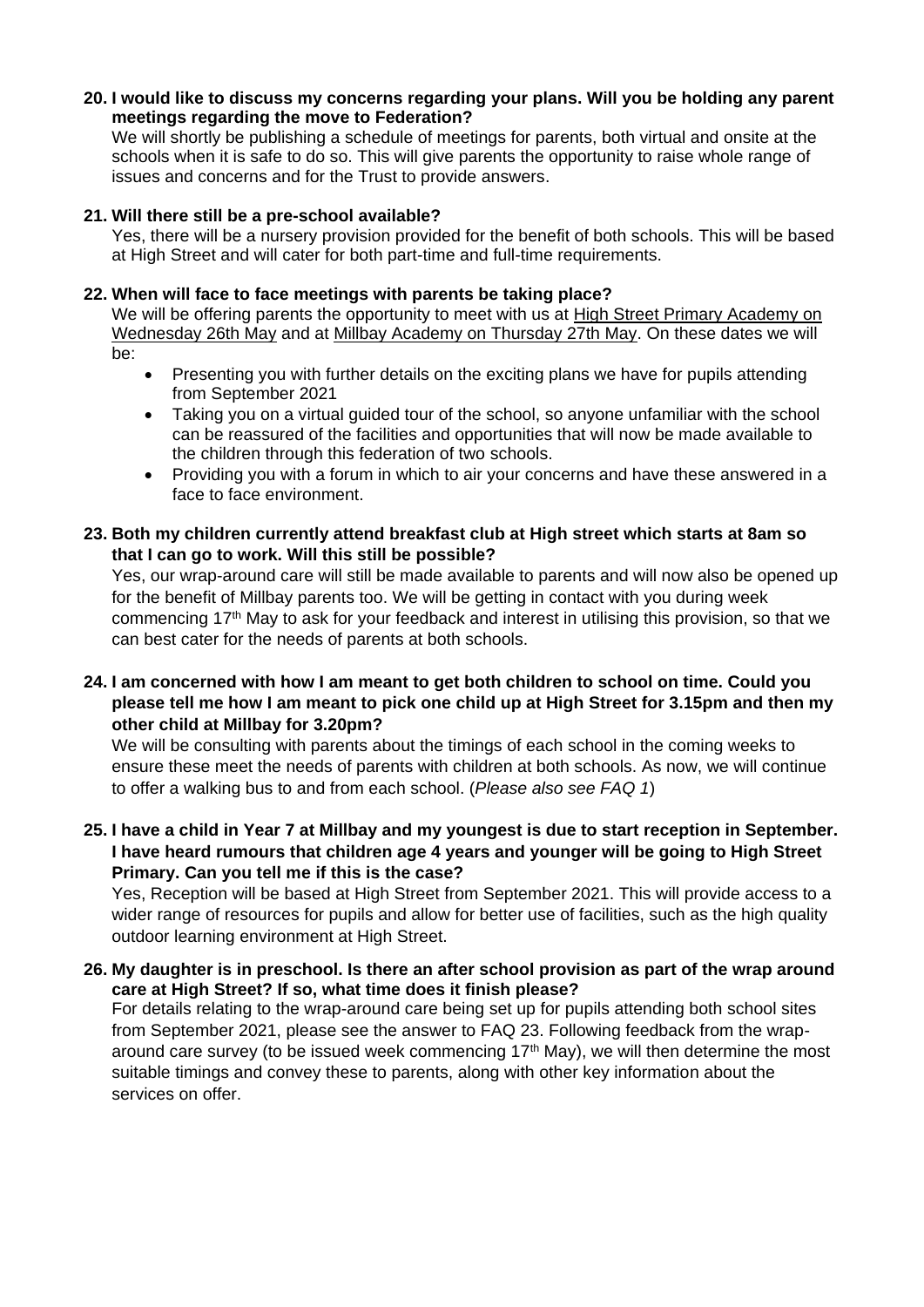**20. I would like to discuss my concerns regarding your plans. Will you be holding any parent meetings regarding the move to Federation?**

We will shortly be publishing a schedule of meetings for parents, both virtual and onsite at the schools when it is safe to do so. This will give parents the opportunity to raise whole range of issues and concerns and for the Trust to provide answers.

**21. Will there still be a pre-school available?**

Yes, there will be a nursery provision provided for the benefit of both schools. This will be based at High Street and will cater for both part-time and full-time requirements.

**22. When will face to face meetings with parents be taking place?**

We will be offering parents the opportunity to meet with us at High Street Primary Academy on Wednesday 26th May and at Millbay Academy on Thursday 27th May. On these dates we will be:

- Presenting you with further details on the exciting plans we have for pupils attending from September 2021
- Taking you on a virtual guided tour of the school, so anyone unfamiliar with the school can be reassured of the facilities and opportunities that will now be made available to the children through this federation of two schools.
- Providing you with a forum in which to air your concerns and have these answered in a face to face environment.

**23. Both my children currently attend breakfast club at High street which starts at 8am so that I can go to work. Will this still be possible?**

Yes, our wrap-around care will still be made available to parents and will now also be opened up for the benefit of Millbay parents too. We will be getting in contact with you during week commencing 17th May to ask for your feedback and interest in utilising this provision, so that we can best cater for the needs of parents at both schools.

**24. I am concerned with how I am meant to get both children to school on time. Could you please tell me how I am meant to pick one child up at High Street for 3.15pm and then my other child at Millbay for 3.20pm?**

We will be consulting with parents about the timings of each school in the coming weeks to ensure these meet the needs of parents with children at both schools. As now, we will continue to offer a walking bus to and from each school. (*Please also see FAQ 1*)

**25. I have a child in Year 7 at Millbay and my youngest is due to start reception in September. I have heard rumours that children age 4 years and younger will be going to High Street Primary. Can you tell me if this is the case?**

Yes, Reception will be based at High Street from September 2021. This will provide access to a wider range of resources for pupils and allow for better use of facilities, such as the high quality outdoor learning environment at High Street.

**26. My daughter is in preschool. Is there an after school provision as part of the wrap around care at High Street? If so, what time does it finish please?**

For details relating to the wrap-around care being set up for pupils attending both school sites from September 2021, please see the answer to FAQ 23. Following feedback from the wrap-around care survey (to be issued week commencing 17th May), we will then determine the most suitable timings and convey these to parents, along with other key information about the services on offer.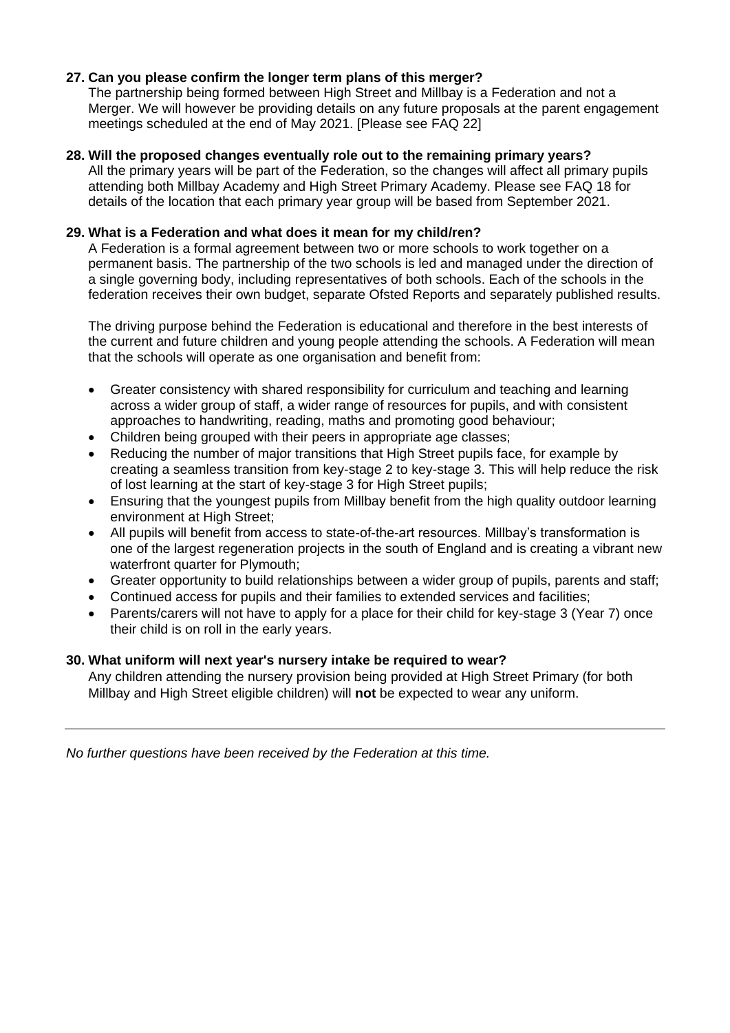**27. Can you please confirm the longer term plans of this merger?**

The partnership being formed between High Street and Millbay is a Federation and not a Merger. We will however be providing details on any future proposals at the parent engagement meetings scheduled at the end of May 2021. [Please see FAQ 22]

**28. Will the proposed changes eventually role out to the remaining primary years?**

All the primary years will be part of the Federation, so the changes will affect all primary pupils attending both Millbay Academy and High Street Primary Academy. Please see FAQ 18 for details of the location that each primary year group will be based from September 2021.

**29. What is a Federation and what does it mean for my child/ren?**

A Federation is a formal agreement between two or more schools to work together on a permanent basis. The partnership of the two schools is led and managed under the direction of a single governing body, including representatives of both schools. Each of the schools in the federation receives their own budget, separate Ofsted Reports and separately published results.

The driving purpose behind the Federation is educational and therefore in the best interests of the current and future children and young people attending the schools. A Federation will mean that the schools will operate as one organisation and benefit from:

- Greater consistency with shared responsibility for curriculum and teaching and learning across a wider group of staff, a wider range of resources for pupils, and with consistent approaches to handwriting, reading, maths and promoting good behaviour;
- Children being grouped with their peers in appropriate age classes;
- Reducing the number of major transitions that High Street pupils face, for example by creating a seamless transition from key-stage 2 to key-stage 3. This will help reduce the risk of lost learning at the start of key-stage 3 for High Street pupils;
- Ensuring that the youngest pupils from Millbay benefit from the high quality outdoor learning environment at High Street;
- All pupils will benefit from access to state-of-the-art resources. Millbay's transformation is one of the largest regeneration projects in the south of England and is creating a vibrant new waterfront quarter for Plymouth;
- Greater opportunity to build relationships between a wider group of pupils, parents and staff;
- Continued access for pupils and their families to extended services and facilities;
- Parents/carers will not have to apply for a place for their child for key-stage 3 (Year 7) once their child is on roll in the early years.

**30. What uniform will next year's nursery intake be required to wear?**

Any children attending the nursery provision being provided at High Street Primary (for both Millbay and High Street eligible children) will **not** be expected to wear any uniform.

---

*No further questions have been received by the Federation at this time.*